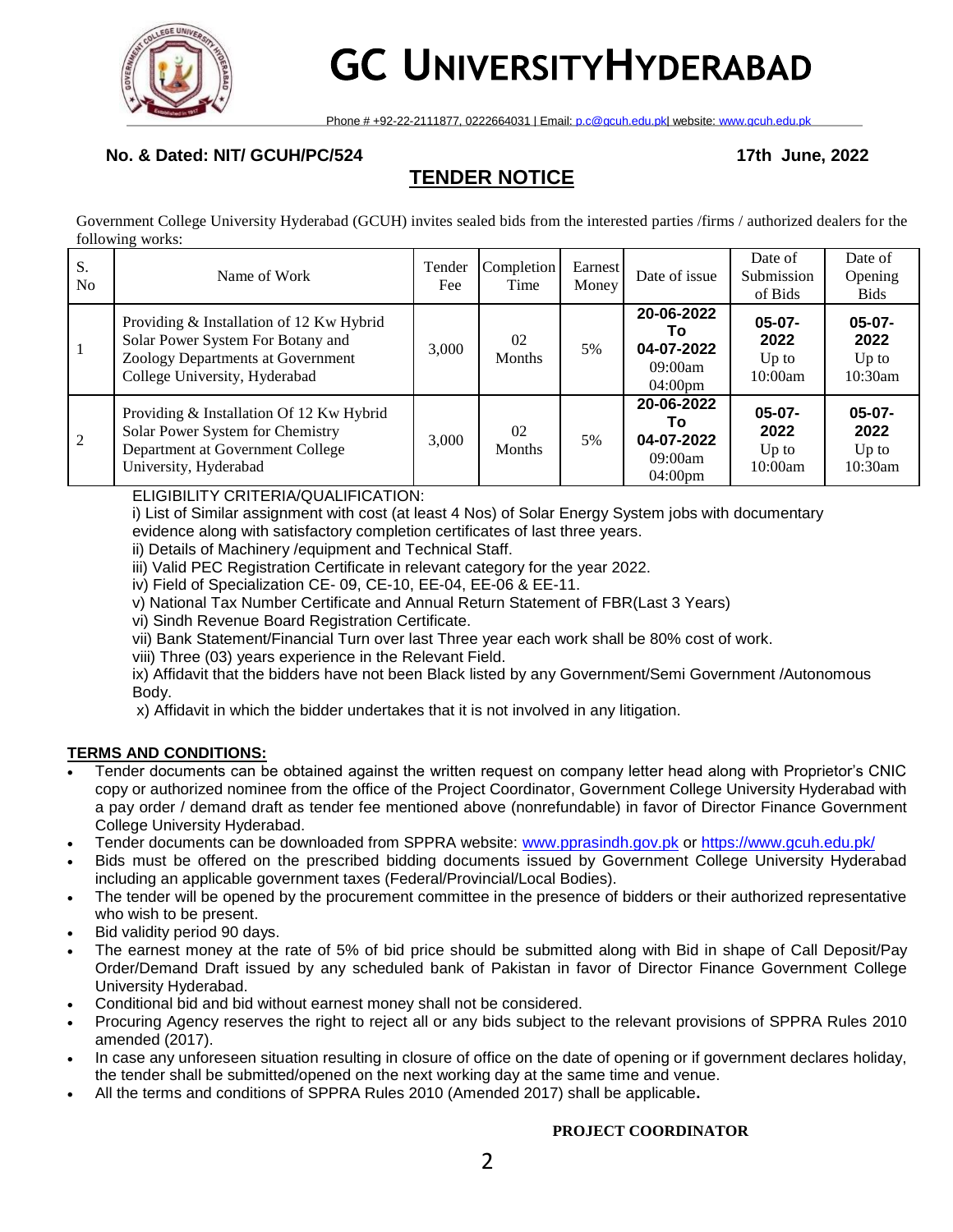# GC UNIVERSITY HYDERABAD

Phone # +92-22-2111877, 0222664031 | Email: p.c@gcuh.edu.pk| website: www.gcuh.edu.pk

**No. & Dated: NIT/ GCUH/PC/524** **17th June, 2022**

## TENDER NOTICE

Government College University Hyderabad (GCUH) invites sealed bids from the interested parties /firms / authorized dealers for the following works:

| S. No | Name of Work | Tender Fee | Completion Time | Earnest Money | Date of issue | Date of Submission of Bids | Date of Opening Bids |
|---|---|---|---|---|---|---|---|
| 1 | Providing & Installation of 12 Kw Hybrid Solar Power System For Botany and Zoology Departments at Government College University, Hyderabad | 3,000 | 02 Months | 5% | **20-06-2022 To 04-07-2022** 09:00am 04:00pm | **05-07-2022** Up to 10:00am | **05-07-2022** Up to 10:30am |
| 2 | Providing & Installation Of 12 Kw Hybrid Solar Power System for Chemistry Department at Government College University, Hyderabad | 3,000 | 02 Months | 5% | **20-06-2022 To 04-07-2022** 09:00am 04:00pm | **05-07-2022** Up to 10:00am | **05-07-2022** Up to 10:30am |

ELIGIBILITY CRITERIA/QUALIFICATION:

i) List of Similar assignment with cost (at least 4 Nos) of Solar Energy System jobs with documentary evidence along with satisfactory completion certificates of last three years.

ii) Details of Machinery /equipment and Technical Staff.

iii) Valid PEC Registration Certificate in relevant category for the year 2022.

iv) Field of Specialization CE- 09, CE-10, EE-04, EE-06 & EE-11.

v) National Tax Number Certificate and Annual Return Statement of FBR(Last 3 Years)

vi) Sindh Revenue Board Registration Certificate.

vii) Bank Statement/Financial Turn over last Three year each work shall be 80% cost of work.

viii) Three (03) years experience in the Relevant Field.

ix) Affidavit that the bidders have not been Black listed by any Government/Semi Government /Autonomous Body.

x) Affidavit in which the bidder undertakes that it is not involved in any litigation.

**TERMS AND CONDITIONS:**

- Tender documents can be obtained against the written request on company letter head along with Proprietor's CNIC copy or authorized nominee from the office of the Project Coordinator, Government College University Hyderabad with a pay order / demand draft as tender fee mentioned above (nonrefundable) in favor of Director Finance Government College University Hyderabad.
- Tender documents can be downloaded from SPPRA website: www.pprasindh.gov.pk or https://www.gcuh.edu.pk/
- Bids must be offered on the prescribed bidding documents issued by Government College University Hyderabad including an applicable government taxes (Federal/Provincial/Local Bodies).
- The tender will be opened by the procurement committee in the presence of bidders or their authorized representative who wish to be present.
- Bid validity period 90 days.
- The earnest money at the rate of 5% of bid price should be submitted along with Bid in shape of Call Deposit/Pay Order/Demand Draft issued by any scheduled bank of Pakistan in favor of Director Finance Government College University Hyderabad.
- Conditional bid and bid without earnest money shall not be considered.
- Procuring Agency reserves the right to reject all or any bids subject to the relevant provisions of SPPRA Rules 2010 amended (2017).
- In case any unforeseen situation resulting in closure of office on the date of opening or if government declares holiday, the tender shall be submitted/opened on the next working day at the same time and venue.
- All the terms and conditions of SPPRA Rules 2010 (Amended 2017) shall be applicable.

**PROJECT COORDINATOR**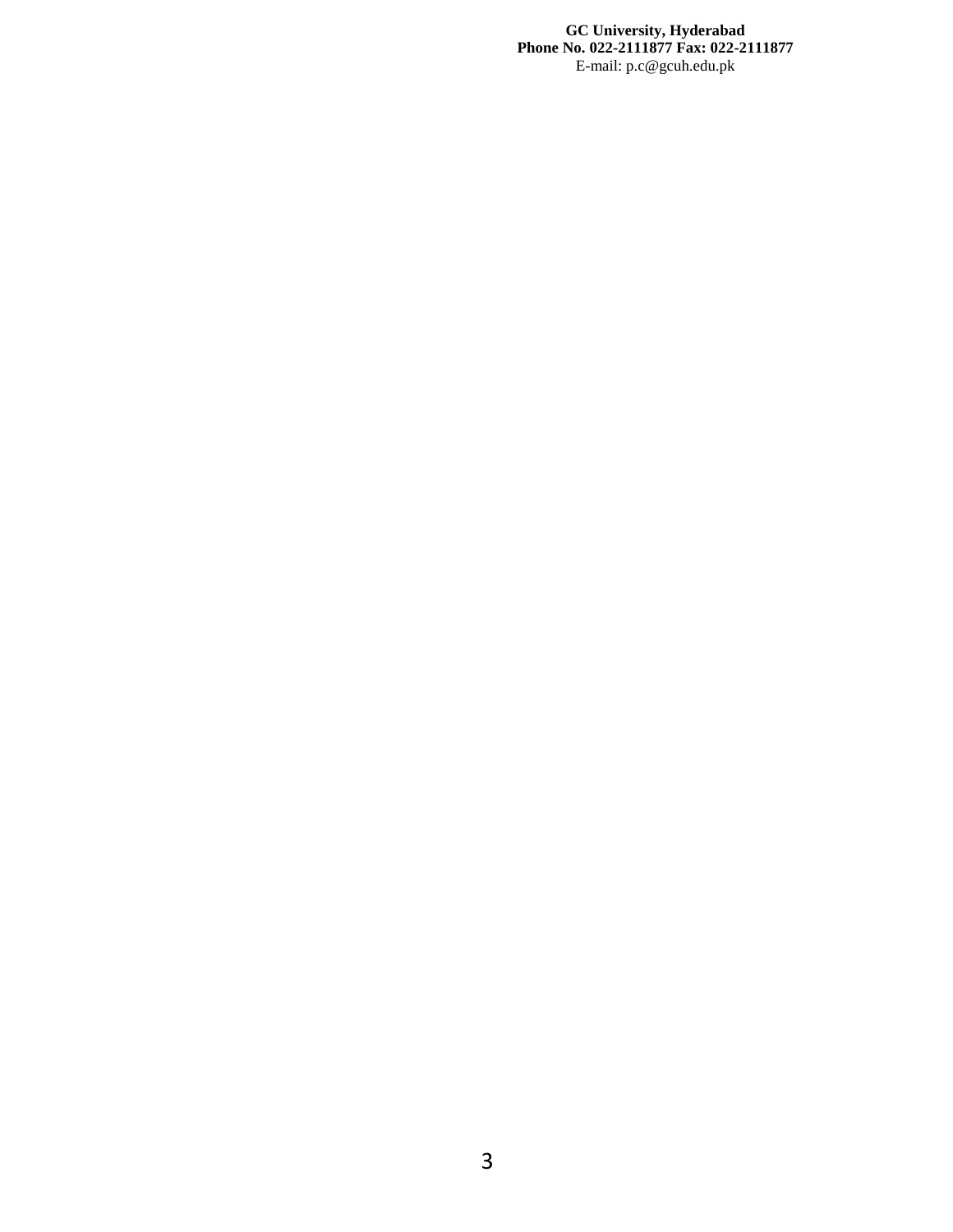**GC University, Hyderabad**
**Phone No. 022-2111877 Fax: 022-2111877**
E-mail: p.c@gcuh.edu.pk